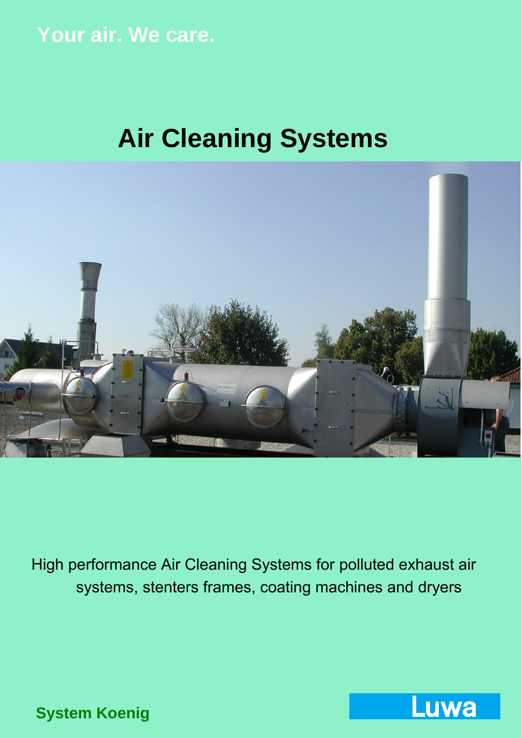Your air. We care.

# Air Cleaning Systems

High performance Air Cleaning Systems for polluted exhaust air systems, stenters frames, coating machines and dryers

**System Koenig**

Luwa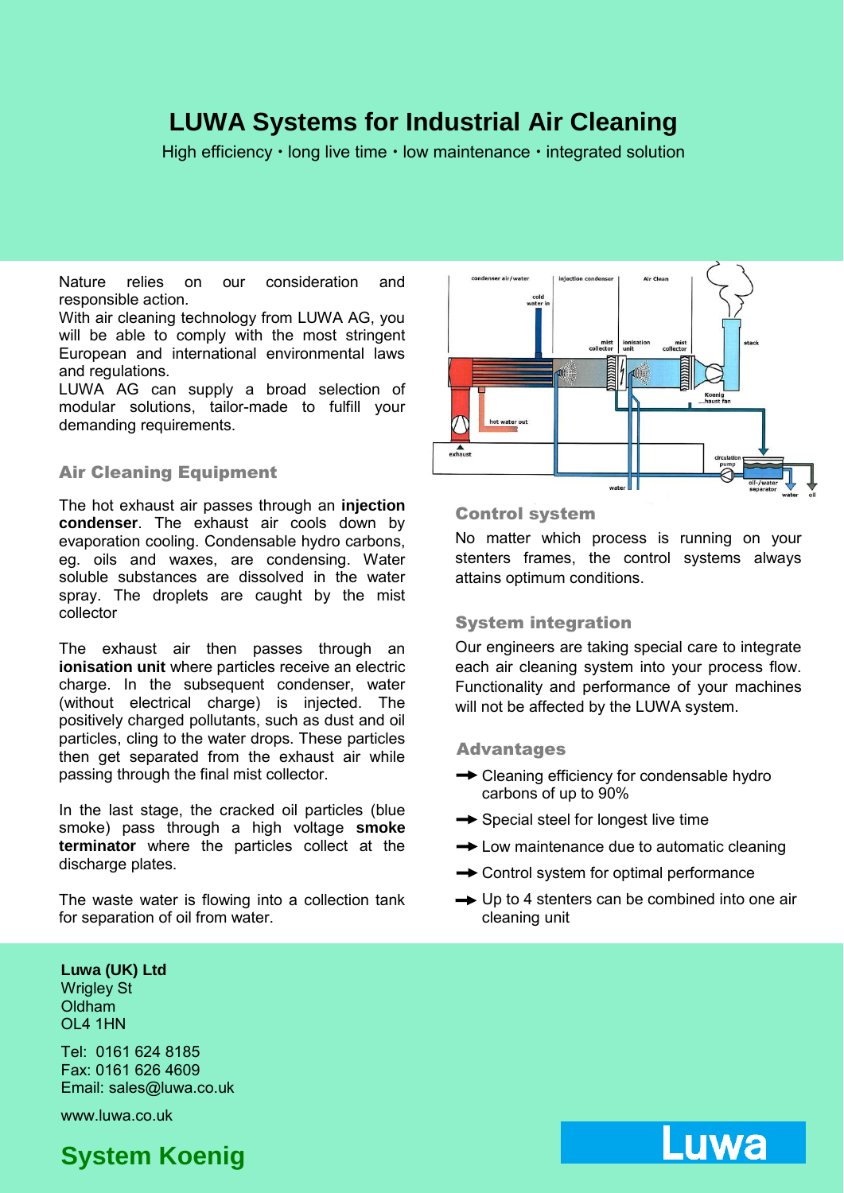# LUWA Systems for Industrial Air Cleaning

High efficiency · long live time · low maintenance · integrated solution

Nature relies on our consideration and responsible action.
With air cleaning technology from LUWA AG, you will be able to comply with the most stringent European and international environmental laws and regulations.
LUWA AG can supply a broad selection of modular solutions, tailor-made to fulfill your demanding requirements.

condenser air/water
injection condenser
Air Clean
cold water in
mist collector
ionisation unit
mist collector
stack
Koenig exhaust fan
hot water out
exhaust
circulation pump
oil-/water separator
water
water
oil

## Air Cleaning Equipment

The hot exhaust air passes through an **injection condenser**. The exhaust air cools down by evaporation cooling. Condensable hydro carbons, eg. oils and waxes, are condensing. Water soluble substances are dissolved in the water spray. The droplets are caught by the mist collector

The exhaust air then passes through an **ionisation unit** where particles receive an electric charge. In the subsequent condenser, water (without electrical charge) is injected. The positively charged pollutants, such as dust and oil particles, cling to the water drops. These particles then get separated from the exhaust air while passing through the final mist collector.

In the last stage, the cracked oil particles (blue smoke) pass through a high voltage **smoke terminator** where the particles collect at the discharge plates.

The waste water is flowing into a collection tank for separation of oil from water.

## Control system

No matter which process is running on your stenters frames, the control systems always attains optimum conditions.

## System integration

Our engineers are taking special care to integrate each air cleaning system into your process flow. Functionality and performance of your machines will not be affected by the LUWA system.

## Advantages

- Cleaning efficiency for condensable hydro carbons of up to 90%
- Special steel for longest live time
- Low maintenance due to automatic cleaning
- Control system for optimal performance
- Up to 4 stenters can be combined into one air cleaning unit

**Luwa (UK) Ltd**
Wrigley St
Oldham
OL4 1HN

Tel: 0161 624 8185
Fax: 0161 626 4609
Email: sales@luwa.co.uk

www.luwa.co.uk

## System Koenig

Luwa